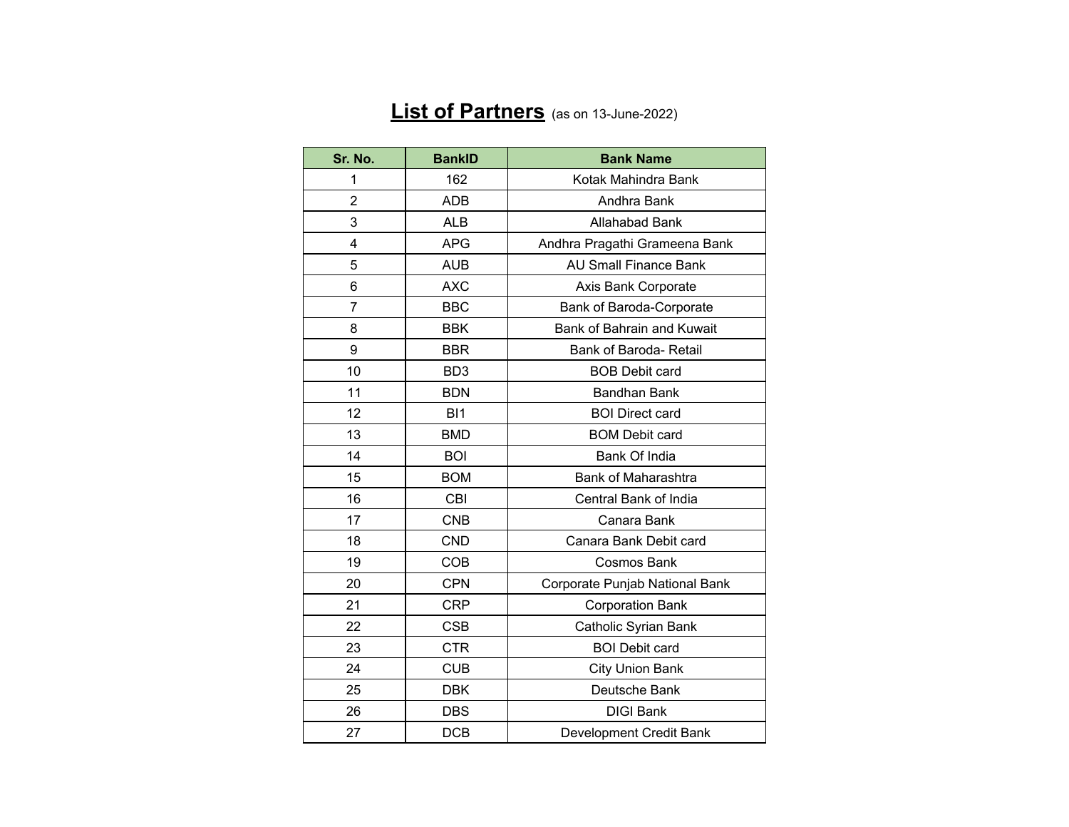# **List of Partners** (as on 13-June-2022)

| Sr. No. | BankID | Bank Name |
|---|---|---|
| 1 | 162 | Kotak Mahindra Bank |
| 2 | ADB | Andhra Bank |
| 3 | ALB | Allahabad Bank |
| 4 | APG | Andhra Pragathi Grameena Bank |
| 5 | AUB | AU Small Finance Bank |
| 6 | AXC | Axis Bank Corporate |
| 7 | BBC | Bank of Baroda-Corporate |
| 8 | BBK | Bank of Bahrain and Kuwait |
| 9 | BBR | Bank of Baroda- Retail |
| 10 | BD3 | BOB Debit card |
| 11 | BDN | Bandhan Bank |
| 12 | BI1 | BOI Direct card |
| 13 | BMD | BOM Debit card |
| 14 | BOI | Bank Of India |
| 15 | BOM | Bank of Maharashtra |
| 16 | CBI | Central Bank of India |
| 17 | CNB | Canara Bank |
| 18 | CND | Canara Bank Debit card |
| 19 | COB | Cosmos Bank |
| 20 | CPN | Corporate Punjab National Bank |
| 21 | CRP | Corporation Bank |
| 22 | CSB | Catholic Syrian Bank |
| 23 | CTR | BOI Debit card |
| 24 | CUB | City Union Bank |
| 25 | DBK | Deutsche Bank |
| 26 | DBS | DIGI Bank |
| 27 | DCB | Development Credit Bank |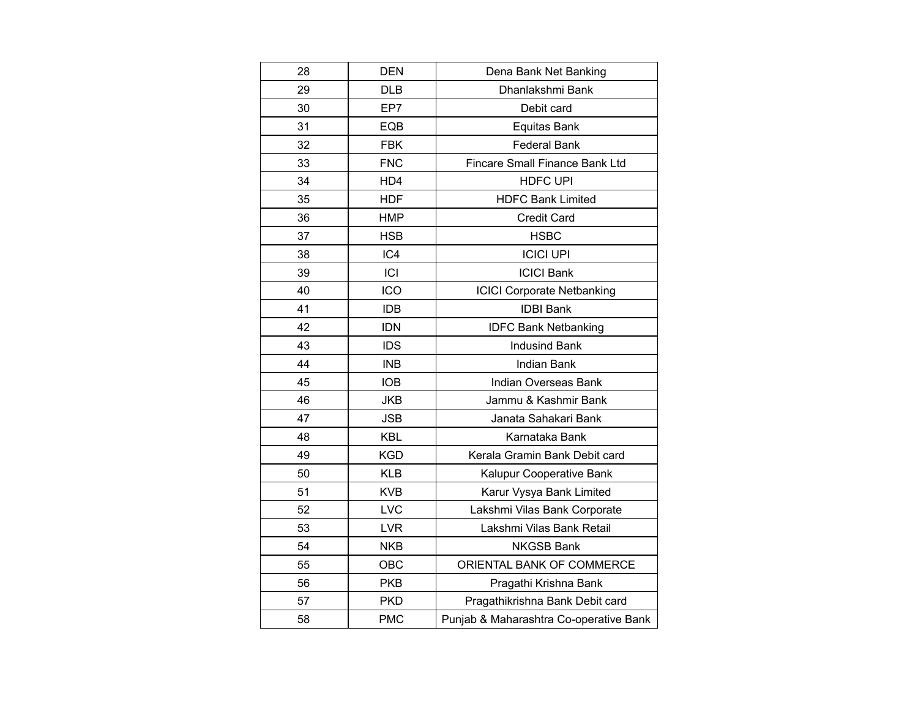| 28 | DEN | Dena Bank Net Banking |
|---|---|---|
| 29 | DLB | Dhanlakshmi Bank |
| 30 | EP7 | Debit card |
| 31 | EQB | Equitas Bank |
| 32 | FBK | Federal Bank |
| 33 | FNC | Fincare Small Finance Bank Ltd |
| 34 | HD4 | HDFC UPI |
| 35 | HDF | HDFC Bank Limited |
| 36 | HMP | Credit Card |
| 37 | HSB | HSBC |
| 38 | IC4 | ICICI UPI |
| 39 | ICI | ICICI Bank |
| 40 | ICO | ICICI Corporate Netbanking |
| 41 | IDB | IDBI Bank |
| 42 | IDN | IDFC Bank Netbanking |
| 43 | IDS | Indusind Bank |
| 44 | INB | Indian Bank |
| 45 | IOB | Indian Overseas Bank |
| 46 | JKB | Jammu & Kashmir Bank |
| 47 | JSB | Janata Sahakari Bank |
| 48 | KBL | Karnataka Bank |
| 49 | KGD | Kerala Gramin Bank Debit card |
| 50 | KLB | Kalupur Cooperative Bank |
| 51 | KVB | Karur Vysya Bank Limited |
| 52 | LVC | Lakshmi Vilas Bank Corporate |
| 53 | LVR | Lakshmi Vilas Bank Retail |
| 54 | NKB | NKGSB Bank |
| 55 | OBC | ORIENTAL BANK OF COMMERCE |
| 56 | PKB | Pragathi Krishna Bank |
| 57 | PKD | Pragathikrishna Bank Debit card |
| 58 | PMC | Punjab & Maharashtra Co-operative Bank |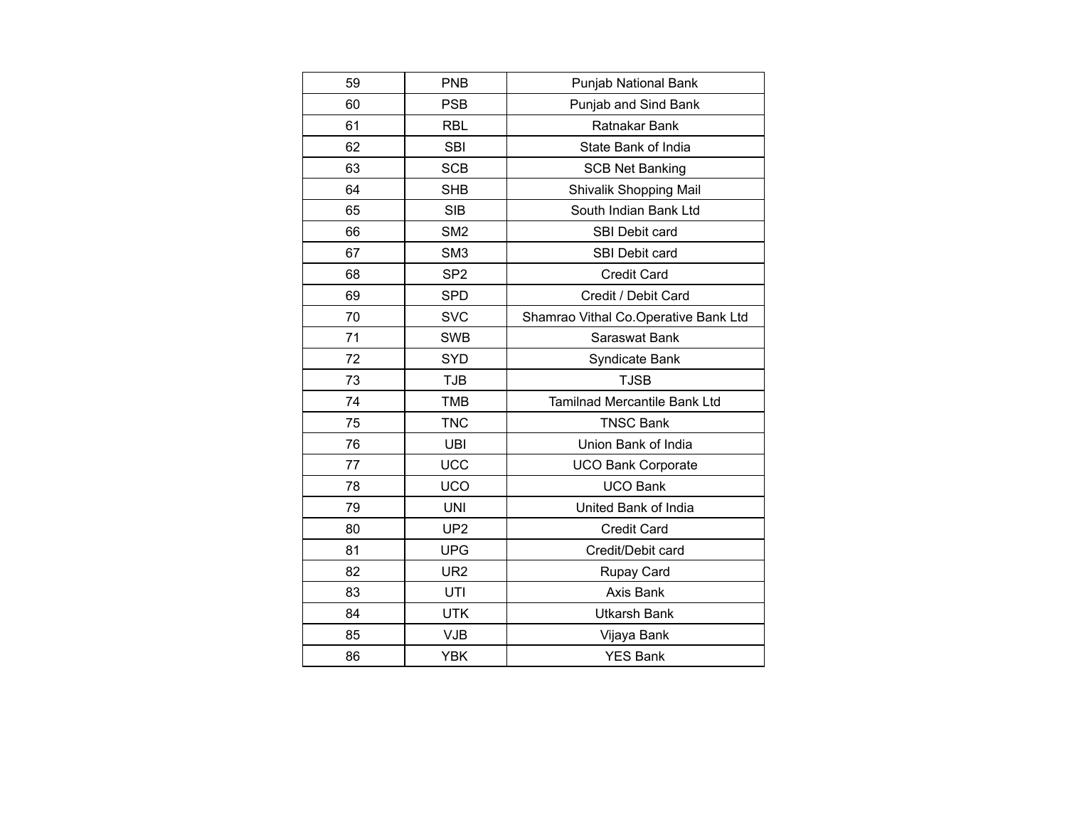| | | |
|---|---|---|
| 59 | PNB | Punjab National Bank |
| 60 | PSB | Punjab and Sind Bank |
| 61 | RBL | Ratnakar Bank |
| 62 | SBI | State Bank of India |
| 63 | SCB | SCB Net Banking |
| 64 | SHB | Shivalik Shopping Mail |
| 65 | SIB | South Indian Bank Ltd |
| 66 | SM2 | SBI Debit card |
| 67 | SM3 | SBI Debit card |
| 68 | SP2 | Credit Card |
| 69 | SPD | Credit / Debit Card |
| 70 | SVC | Shamrao Vithal Co.Operative Bank Ltd |
| 71 | SWB | Saraswat Bank |
| 72 | SYD | Syndicate Bank |
| 73 | TJB | TJSB |
| 74 | TMB | Tamilnad Mercantile Bank Ltd |
| 75 | TNC | TNSC Bank |
| 76 | UBI | Union Bank of India |
| 77 | UCC | UCO Bank Corporate |
| 78 | UCO | UCO Bank |
| 79 | UNI | United Bank of India |
| 80 | UP2 | Credit Card |
| 81 | UPG | Credit/Debit card |
| 82 | UR2 | Rupay Card |
| 83 | UTI | Axis Bank |
| 84 | UTK | Utkarsh Bank |
| 85 | VJB | Vijaya Bank |
| 86 | YBK | YES Bank |